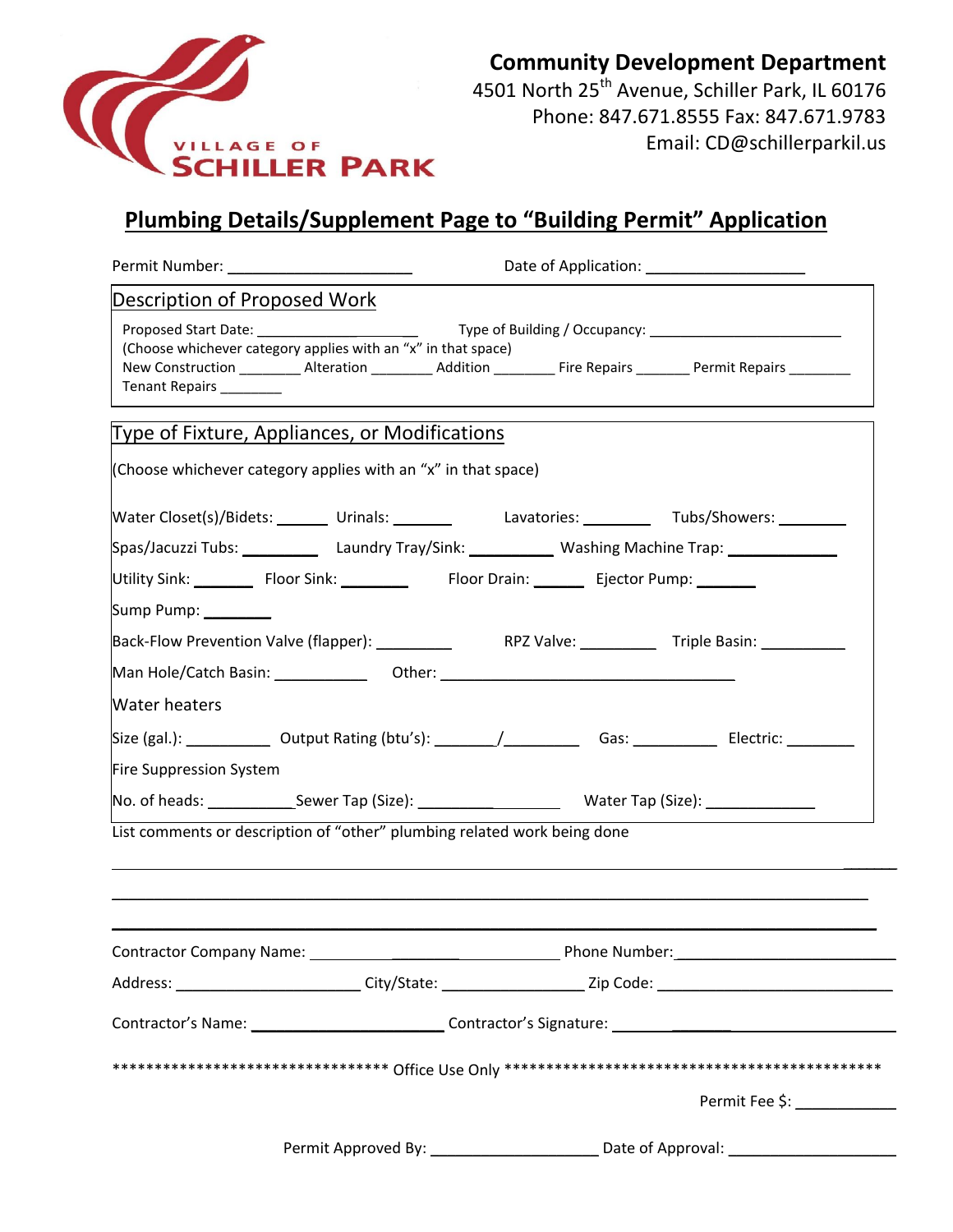VILLAGE OF SCHILLER PARK

**Community Development Department**
4501 North 25th Avenue, Schiller Park, IL 60176
Phone: 847.671.8555 Fax: 847.671.9783
Email: CD@schillerparkil.us

## Plumbing Details/Supplement Page to "Building Permit" Application

Permit Number: ____________________ Date of Application: ____________________

### Description of Proposed Work

Proposed Start Date: ____________________ Type of Building / Occupancy: ____________________

(Choose whichever category applies with an "x" in that space)

New Construction ________ Alteration ________ Addition ________ Fire Repairs _______ Permit Repairs ________ Tenant Repairs ________

### Type of Fixture, Appliances, or Modifications

(Choose whichever category applies with an "x" in that space)

Water Closet(s)/Bidets: ______ Urinals: _______ Lavatories: ________ Tubs/Showers: ________

Spas/Jacuzzi Tubs: _________ Laundry Tray/Sink: __________ Washing Machine Trap: ____________

Utility Sink: _______ Floor Sink: ________ Floor Drain: ______ Ejector Pump: _______

Sump Pump: ________

Back-Flow Prevention Valve (flapper): _________ RPZ Valve: _________ Triple Basin: __________

Man Hole/Catch Basin: ___________ Other: ___________________________________

Water heaters

Size (gal.): __________ Output Rating (btu's): _______/_________ Gas: __________ Electric: ________

Fire Suppression System

No. of heads: __________ Sewer Tap (Size): _________________ Water Tap (Size): _____________

List comments or description of "other" plumbing related work being done

______________________________________________________________________________

______________________________________________________________________________

______________________________________________________________________________

Contractor Company Name: ____________________ Phone Number: ____________________

Address: ____________________ City/State: ________________ Zip Code: ____________________

Contractor's Name: ____________________ Contractor's Signature: ____________________

********************************* Office Use Only *********************************************

Permit Fee $: ____________

Permit Approved By: ____________________ Date of Approval: ____________________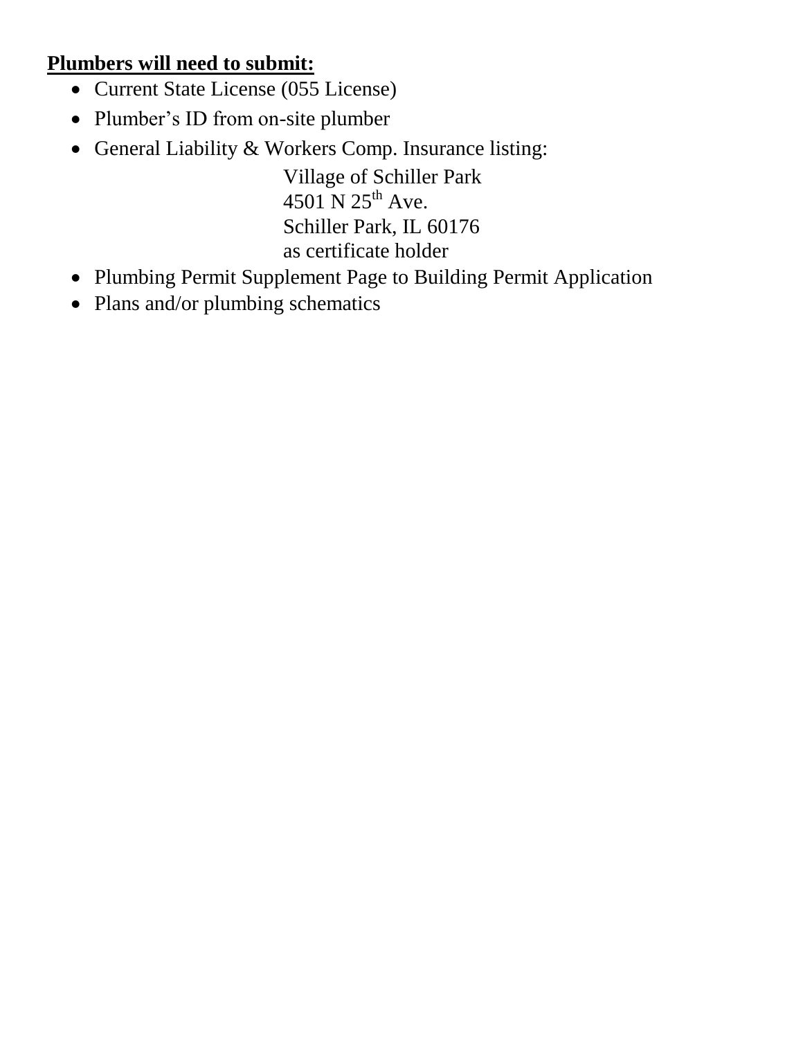**<u>Plumbers will need to submit:</u>**

- Current State License (055 License)
- Plumber’s ID from on-site plumber
- General Liability & Workers Comp. Insurance listing:

  Village of Schiller Park
  4501 N 25th Ave.
  Schiller Park, IL 60176
  as certificate holder

- Plumbing Permit Supplement Page to Building Permit Application
- Plans and/or plumbing schematics